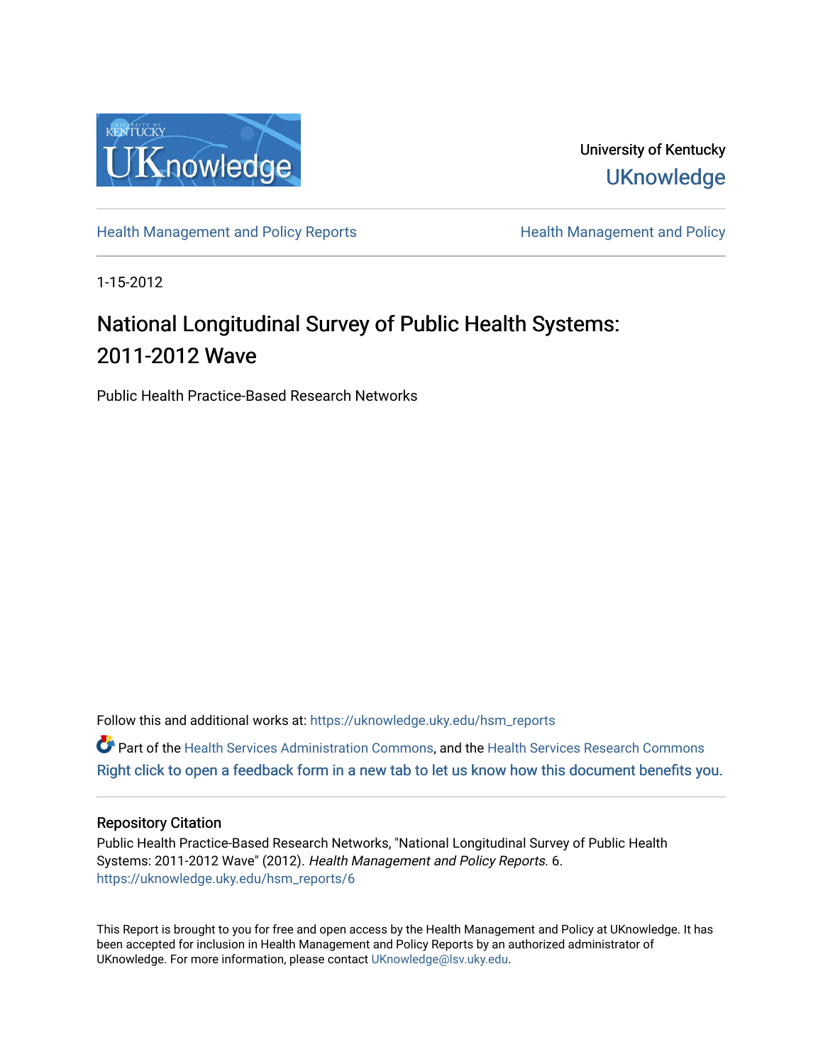University of Kentucky

UKnowledge

Health Management and Policy Reports

Health Management and Policy

1-15-2012

# National Longitudinal Survey of Public Health Systems: 2011-2012 Wave

Public Health Practice-Based Research Networks

Follow this and additional works at: https://uknowledge.uky.edu/hsm_reports

Part of the Health Services Administration Commons, and the Health Services Research Commons

Right click to open a feedback form in a new tab to let us know how this document benefits you.

## Repository Citation

Public Health Practice-Based Research Networks, "National Longitudinal Survey of Public Health Systems: 2011-2012 Wave" (2012). *Health Management and Policy Reports*. 6.
https://uknowledge.uky.edu/hsm_reports/6

This Report is brought to you for free and open access by the Health Management and Policy at UKnowledge. It has been accepted for inclusion in Health Management and Policy Reports by an authorized administrator of UKnowledge. For more information, please contact UKnowledge@lsv.uky.edu.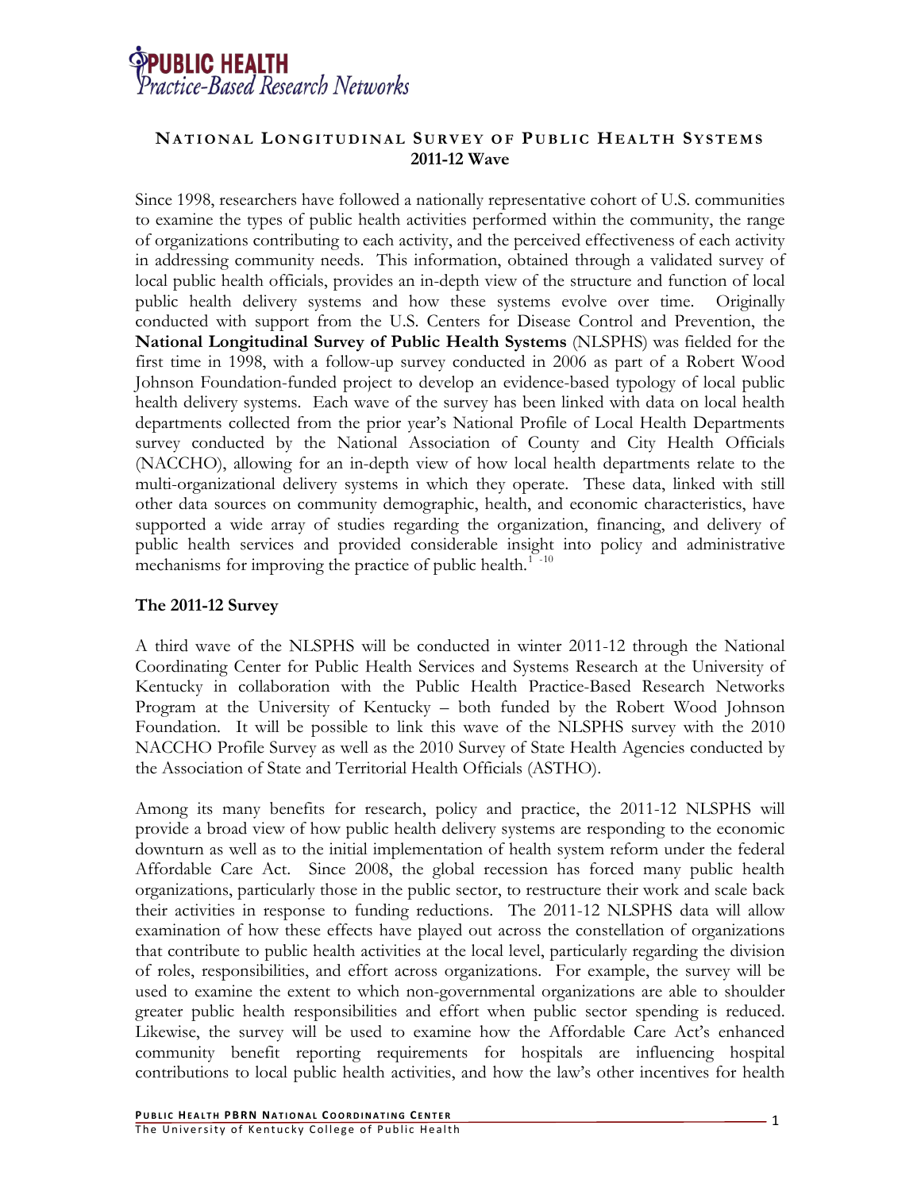## NATIONAL LONGITUDINAL SURVEY OF PUBLIC HEALTH SYSTEMS
**2011-12 Wave**

Since 1998, researchers have followed a nationally representative cohort of U.S. communities to examine the types of public health activities performed within the community, the range of organizations contributing to each activity, and the perceived effectiveness of each activity in addressing community needs. This information, obtained through a validated survey of local public health officials, provides an in-depth view of the structure and function of local public health delivery systems and how these systems evolve over time. Originally conducted with support from the U.S. Centers for Disease Control and Prevention, the **National Longitudinal Survey of Public Health Systems** (NLSPHS) was fielded for the first time in 1998, with a follow-up survey conducted in 2006 as part of a Robert Wood Johnson Foundation-funded project to develop an evidence-based typology of local public health delivery systems. Each wave of the survey has been linked with data on local health departments collected from the prior year's National Profile of Local Health Departments survey conducted by the National Association of County and City Health Officials (NACCHO), allowing for an in-depth view of how local health departments relate to the multi-organizational delivery systems in which they operate. These data, linked with still other data sources on community demographic, health, and economic characteristics, have supported a wide array of studies regarding the organization, financing, and delivery of public health services and provided considerable insight into policy and administrative mechanisms for improving the practice of public health.[1-10]

### The 2011-12 Survey

A third wave of the NLSPHS will be conducted in winter 2011-12 through the National Coordinating Center for Public Health Services and Systems Research at the University of Kentucky in collaboration with the Public Health Practice-Based Research Networks Program at the University of Kentucky – both funded by the Robert Wood Johnson Foundation. It will be possible to link this wave of the NLSPHS survey with the 2010 NACCHO Profile Survey as well as the 2010 Survey of State Health Agencies conducted by the Association of State and Territorial Health Officials (ASTHO).

Among its many benefits for research, policy and practice, the 2011-12 NLSPHS will provide a broad view of how public health delivery systems are responding to the economic downturn as well as to the initial implementation of health system reform under the federal Affordable Care Act. Since 2008, the global recession has forced many public health organizations, particularly those in the public sector, to restructure their work and scale back their activities in response to funding reductions. The 2011-12 NLSPHS data will allow examination of how these effects have played out across the constellation of organizations that contribute to public health activities at the local level, particularly regarding the division of roles, responsibilities, and effort across organizations. For example, the survey will be used to examine the extent to which non-governmental organizations are able to shoulder greater public health responsibilities and effort when public sector spending is reduced. Likewise, the survey will be used to examine how the Affordable Care Act's enhanced community benefit reporting requirements for hospitals are influencing hospital contributions to local public health activities, and how the law's other incentives for health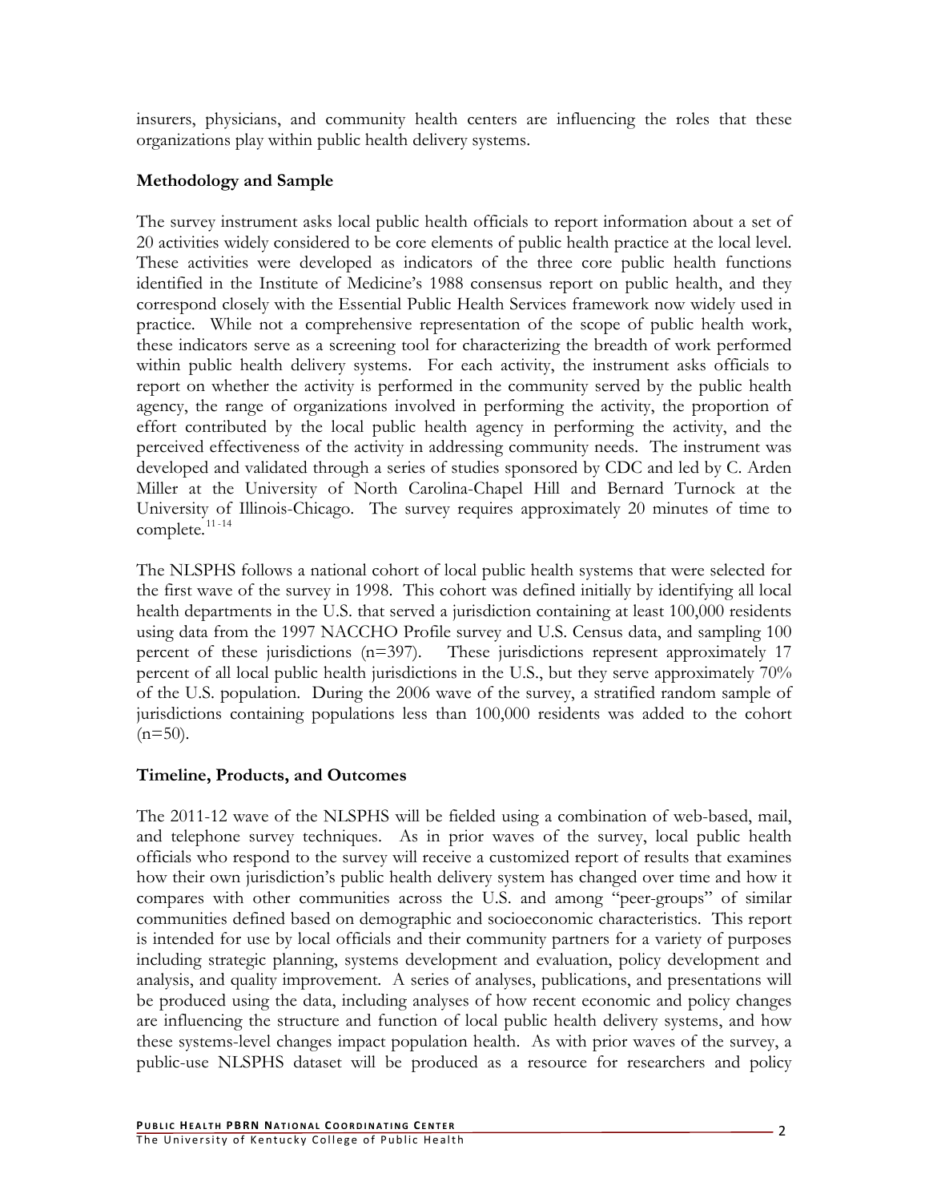insurers, physicians, and community health centers are influencing the roles that these organizations play within public health delivery systems.

## Methodology and Sample

The survey instrument asks local public health officials to report information about a set of 20 activities widely considered to be core elements of public health practice at the local level. These activities were developed as indicators of the three core public health functions identified in the Institute of Medicine's 1988 consensus report on public health, and they correspond closely with the Essential Public Health Services framework now widely used in practice. While not a comprehensive representation of the scope of public health work, these indicators serve as a screening tool for characterizing the breadth of work performed within public health delivery systems. For each activity, the instrument asks officials to report on whether the activity is performed in the community served by the public health agency, the range of organizations involved in performing the activity, the proportion of effort contributed by the local public health agency in performing the activity, and the perceived effectiveness of the activity in addressing community needs. The instrument was developed and validated through a series of studies sponsored by CDC and led by C. Arden Miller at the University of North Carolina-Chapel Hill and Bernard Turnock at the University of Illinois-Chicago. The survey requires approximately 20 minutes of time to complete.[11-14]

The NLSPHS follows a national cohort of local public health systems that were selected for the first wave of the survey in 1998. This cohort was defined initially by identifying all local health departments in the U.S. that served a jurisdiction containing at least 100,000 residents using data from the 1997 NACCHO Profile survey and U.S. Census data, and sampling 100 percent of these jurisdictions (n=397). These jurisdictions represent approximately 17 percent of all local public health jurisdictions in the U.S., but they serve approximately 70% of the U.S. population. During the 2006 wave of the survey, a stratified random sample of jurisdictions containing populations less than 100,000 residents was added to the cohort (n=50).

## Timeline, Products, and Outcomes

The 2011-12 wave of the NLSPHS will be fielded using a combination of web-based, mail, and telephone survey techniques. As in prior waves of the survey, local public health officials who respond to the survey will receive a customized report of results that examines how their own jurisdiction's public health delivery system has changed over time and how it compares with other communities across the U.S. and among "peer-groups" of similar communities defined based on demographic and socioeconomic characteristics. This report is intended for use by local officials and their community partners for a variety of purposes including strategic planning, systems development and evaluation, policy development and analysis, and quality improvement. A series of analyses, publications, and presentations will be produced using the data, including analyses of how recent economic and policy changes are influencing the structure and function of local public health delivery systems, and how these systems-level changes impact population health. As with prior waves of the survey, a public-use NLSPHS dataset will be produced as a resource for researchers and policy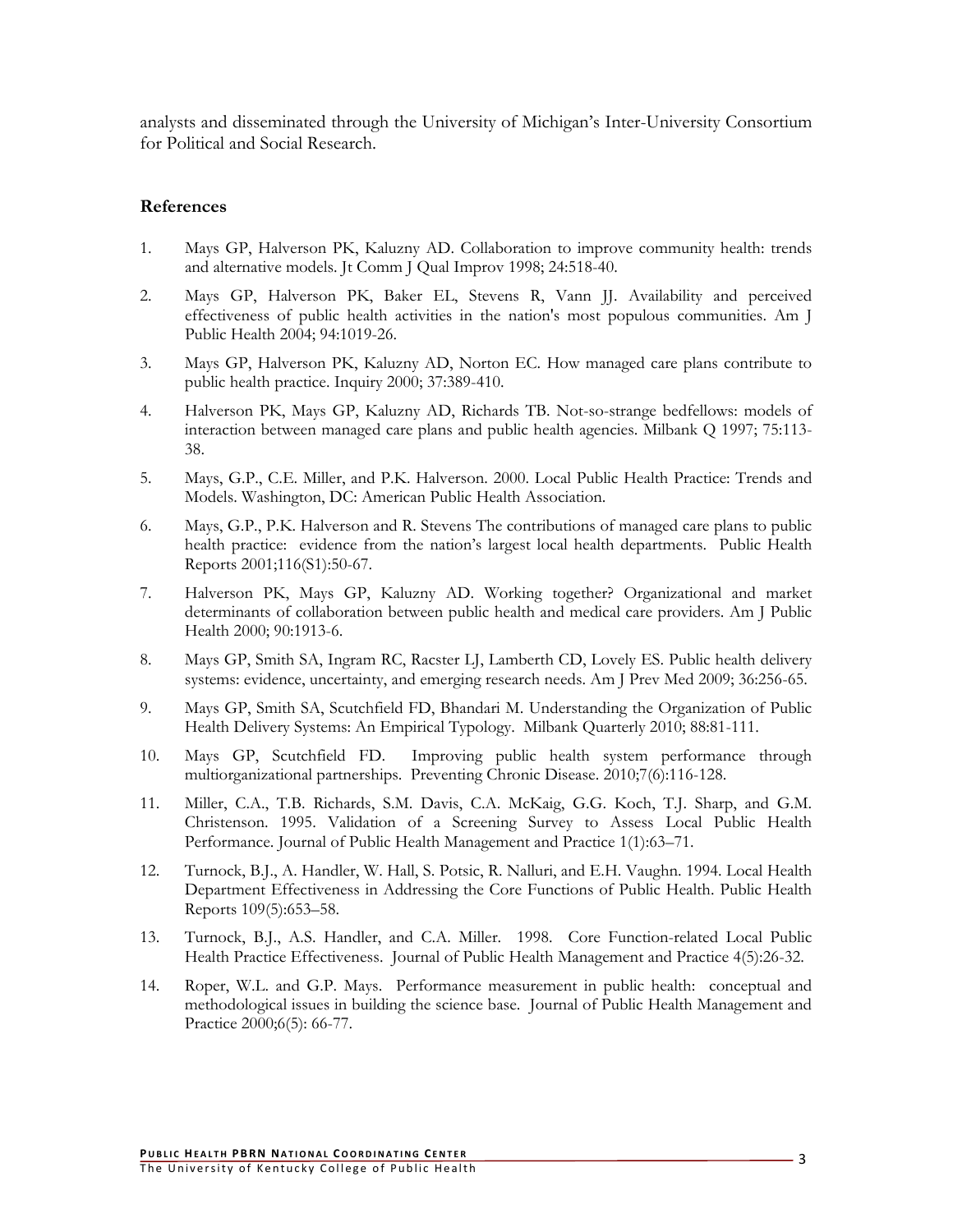analysts and disseminated through the University of Michigan's Inter-University Consortium for Political and Social Research.

## References

1. Mays GP, Halverson PK, Kaluzny AD. Collaboration to improve community health: trends and alternative models. Jt Comm J Qual Improv 1998; 24:518-40.
2. Mays GP, Halverson PK, Baker EL, Stevens R, Vann JJ. Availability and perceived effectiveness of public health activities in the nation's most populous communities. Am J Public Health 2004; 94:1019-26.
3. Mays GP, Halverson PK, Kaluzny AD, Norton EC. How managed care plans contribute to public health practice. Inquiry 2000; 37:389-410.
4. Halverson PK, Mays GP, Kaluzny AD, Richards TB. Not-so-strange bedfellows: models of interaction between managed care plans and public health agencies. Milbank Q 1997; 75:113-38.
5. Mays, G.P., C.E. Miller, and P.K. Halverson. 2000. Local Public Health Practice: Trends and Models. Washington, DC: American Public Health Association.
6. Mays, G.P., P.K. Halverson and R. Stevens The contributions of managed care plans to public health practice: evidence from the nation's largest local health departments. Public Health Reports 2001;116(S1):50-67.
7. Halverson PK, Mays GP, Kaluzny AD. Working together? Organizational and market determinants of collaboration between public health and medical care providers. Am J Public Health 2000; 90:1913-6.
8. Mays GP, Smith SA, Ingram RC, Racster LJ, Lamberth CD, Lovely ES. Public health delivery systems: evidence, uncertainty, and emerging research needs. Am J Prev Med 2009; 36:256-65.
9. Mays GP, Smith SA, Scutchfield FD, Bhandari M. Understanding the Organization of Public Health Delivery Systems: An Empirical Typology. Milbank Quarterly 2010; 88:81-111.
10. Mays GP, Scutchfield FD. Improving public health system performance through multiorganizational partnerships. Preventing Chronic Disease. 2010;7(6):116-128.
11. Miller, C.A., T.B. Richards, S.M. Davis, C.A. McKaig, G.G. Koch, T.J. Sharp, and G.M. Christenson. 1995. Validation of a Screening Survey to Assess Local Public Health Performance. Journal of Public Health Management and Practice 1(1):63–71.
12. Turnock, B.J., A. Handler, W. Hall, S. Potsic, R. Nalluri, and E.H. Vaughn. 1994. Local Health Department Effectiveness in Addressing the Core Functions of Public Health. Public Health Reports 109(5):653–58.
13. Turnock, B.J., A.S. Handler, and C.A. Miller. 1998. Core Function-related Local Public Health Practice Effectiveness. Journal of Public Health Management and Practice 4(5):26-32.
14. Roper, W.L. and G.P. Mays. Performance measurement in public health: conceptual and methodological issues in building the science base. Journal of Public Health Management and Practice 2000;6(5): 66-77.